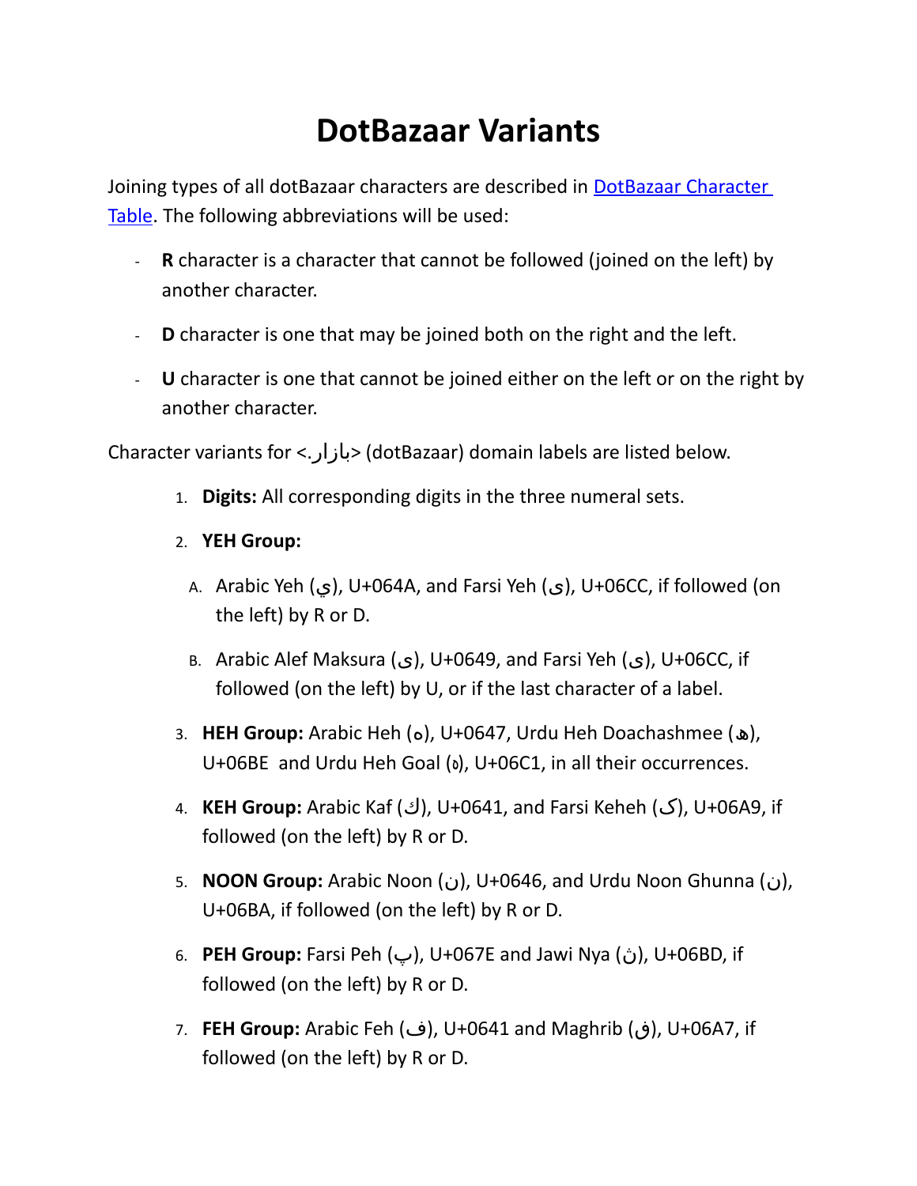# DotBazaar Variants

Joining types of all dotBazaar characters are described in [DotBazaar Character Table](). The following abbreviations will be used:

- **R** character is a character that cannot be followed (joined on the left) by another character.
- **D** character is one that may be joined both on the right and the left.
- **U** character is one that cannot be joined either on the left or on the right by another character.

Character variants for <بازار.> (dotBazaar) domain labels are listed below.

1. **Digits:** All corresponding digits in the three numeral sets.
2. **YEH Group:**
   A. Arabic Yeh (ي), U+064A, and Farsi Yeh (ی), U+06CC, if followed (on the left) by R or D.
   B. Arabic Alef Maksura (ى), U+0649, and Farsi Yeh (ی), U+06CC, if followed (on the left) by U, or if the last character of a label.
3. **HEH Group:** Arabic Heh (ه), U+0647, Urdu Heh Doachashmee (ھ), U+06BE and Urdu Heh Goal (ہ), U+06C1, in all their occurrences.
4. **KEH Group:** Arabic Kaf (ك), U+0641, and Farsi Keheh (ک), U+06A9, if followed (on the left) by R or D.
5. **NOON Group:** Arabic Noon (ن), U+0646, and Urdu Noon Ghunna (ں), U+06BA, if followed (on the left) by R or D.
6. **PEH Group:** Farsi Peh (پ), U+067E and Jawi Nya (ڽ), U+06BD, if followed (on the left) by R or D.
7. **FEH Group:** Arabic Feh (ف), U+0641 and Maghrib (ڧ), U+06A7, if followed (on the left) by R or D.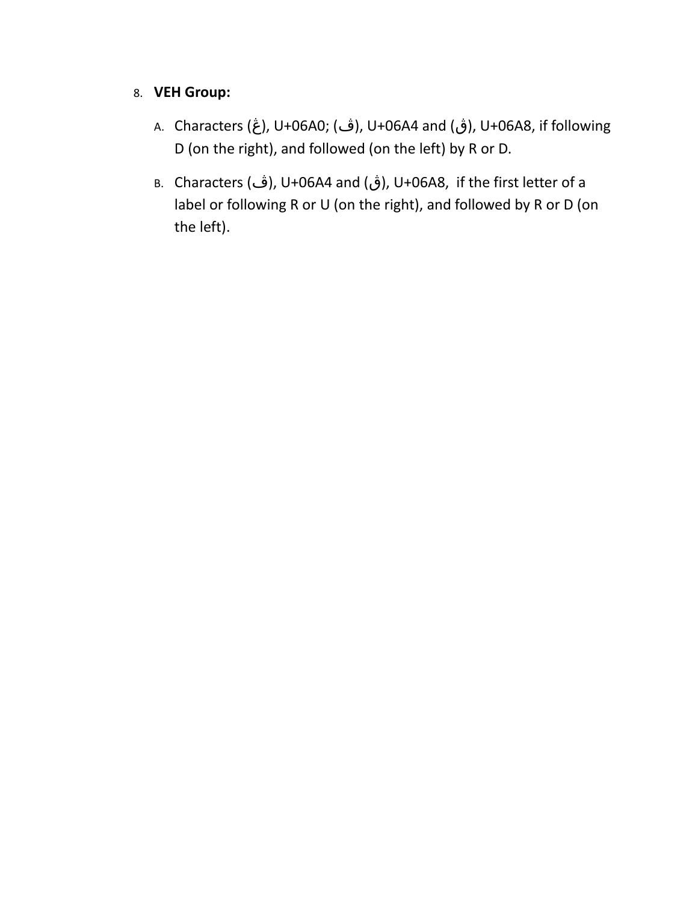8. **VEH Group:**

   A. Characters (ڠ), U+06A0; (ڤ), U+06A4 and (ڨ), U+06A8, if following D (on the right), and followed (on the left) by R or D.

   B. Characters (ڤ), U+06A4 and (ڨ), U+06A8, if the first letter of a label or following R or U (on the right), and followed by R or D (on the left).